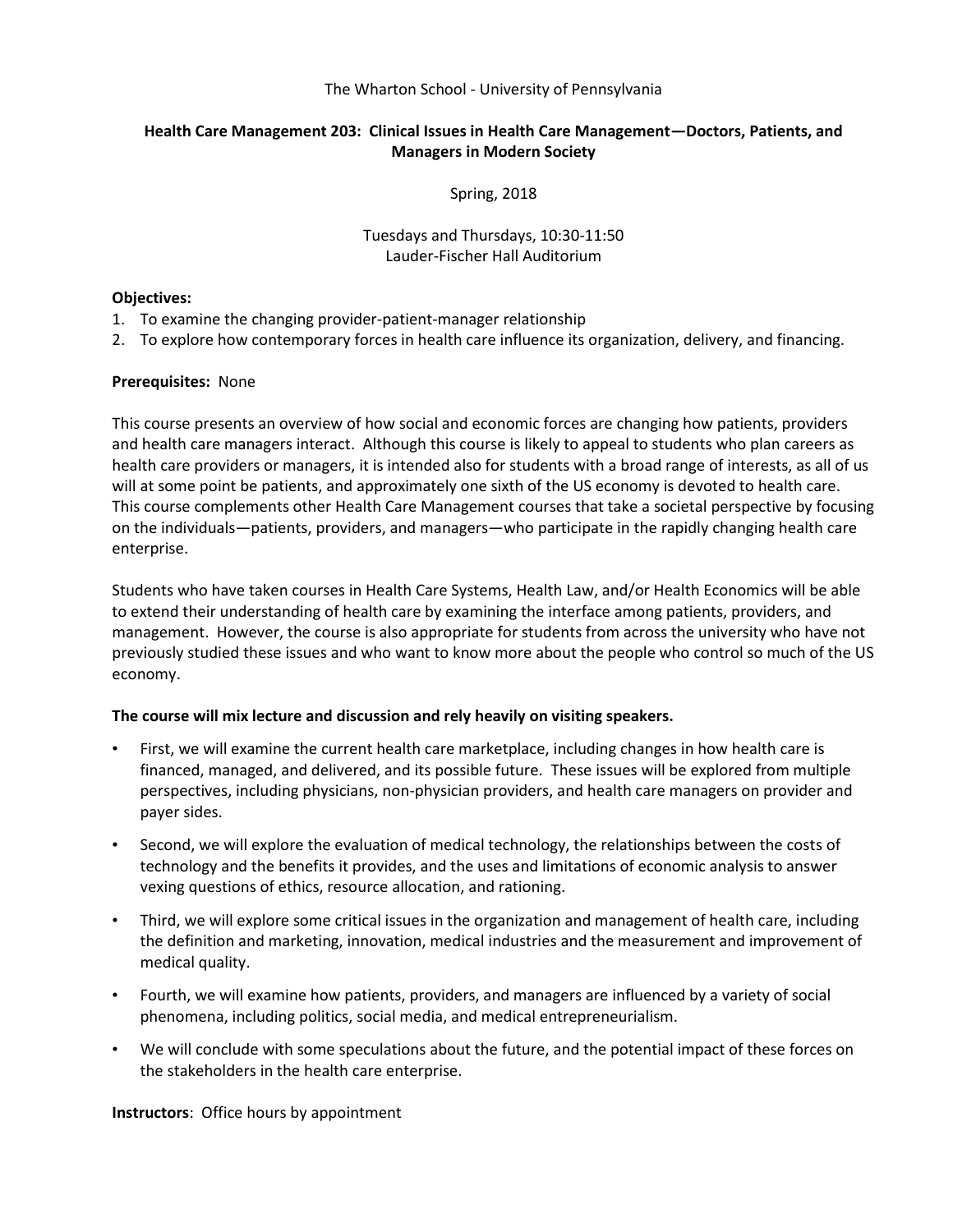The Wharton School - University of Pennsylvania

# Health Care Management 203: Clinical Issues in Health Care Management—Doctors, Patients, and Managers in Modern Society

Spring, 2018

Tuesdays and Thursdays, 10:30-11:50
Lauder-Fischer Hall Auditorium

**Objectives:**

1. To examine the changing provider-patient-manager relationship
2. To explore how contemporary forces in health care influence its organization, delivery, and financing.

**Prerequisites:** None

This course presents an overview of how social and economic forces are changing how patients, providers and health care managers interact. Although this course is likely to appeal to students who plan careers as health care providers or managers, it is intended also for students with a broad range of interests, as all of us will at some point be patients, and approximately one sixth of the US economy is devoted to health care. This course complements other Health Care Management courses that take a societal perspective by focusing on the individuals—patients, providers, and managers—who participate in the rapidly changing health care enterprise.

Students who have taken courses in Health Care Systems, Health Law, and/or Health Economics will be able to extend their understanding of health care by examining the interface among patients, providers, and management. However, the course is also appropriate for students from across the university who have not previously studied these issues and who want to know more about the people who control so much of the US economy.

**The course will mix lecture and discussion and rely heavily on visiting speakers.**

- First, we will examine the current health care marketplace, including changes in how health care is financed, managed, and delivered, and its possible future. These issues will be explored from multiple perspectives, including physicians, non-physician providers, and health care managers on provider and payer sides.
- Second, we will explore the evaluation of medical technology, the relationships between the costs of technology and the benefits it provides, and the uses and limitations of economic analysis to answer vexing questions of ethics, resource allocation, and rationing.
- Third, we will explore some critical issues in the organization and management of health care, including the definition and marketing, innovation, medical industries and the measurement and improvement of medical quality.
- Fourth, we will examine how patients, providers, and managers are influenced by a variety of social phenomena, including politics, social media, and medical entrepreneurialism.
- We will conclude with some speculations about the future, and the potential impact of these forces on the stakeholders in the health care enterprise.

**Instructors**: Office hours by appointment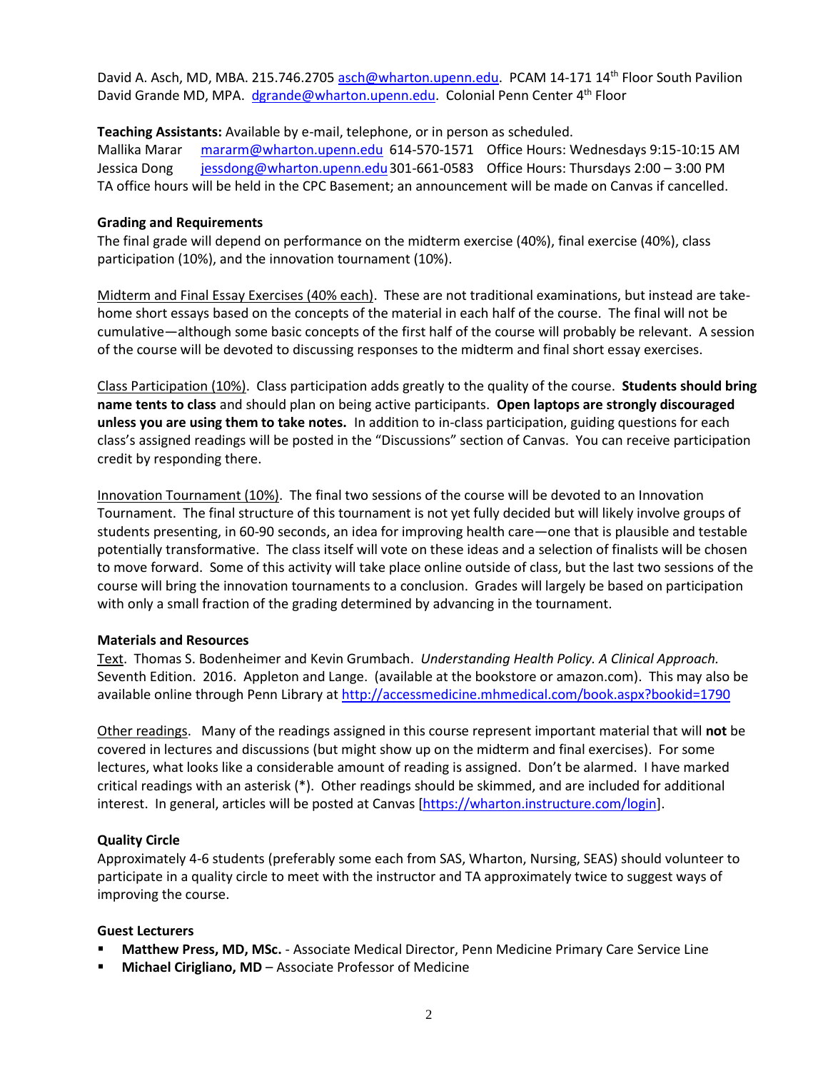David A. Asch, MD, MBA. 215.746.2705 asch@wharton.upenn.edu. PCAM 14-171 14th Floor South Pavilion
David Grande MD, MPA. dgrande@wharton.upenn.edu. Colonial Penn Center 4th Floor

**Teaching Assistants:** Available by e-mail, telephone, or in person as scheduled.
Mallika Marar mararm@wharton.upenn.edu 614-570-1571 Office Hours: Wednesdays 9:15-10:15 AM
Jessica Dong jessdong@wharton.upenn.edu 301-661-0583 Office Hours: Thursdays 2:00 – 3:00 PM
TA office hours will be held in the CPC Basement; an announcement will be made on Canvas if cancelled.

**Grading and Requirements**

The final grade will depend on performance on the midterm exercise (40%), final exercise (40%), class participation (10%), and the innovation tournament (10%).

<u>Midterm and Final Essay Exercises (40% each)</u>. These are not traditional examinations, but instead are take-home short essays based on the concepts of the material in each half of the course. The final will not be cumulative—although some basic concepts of the first half of the course will probably be relevant. A session of the course will be devoted to discussing responses to the midterm and final short essay exercises.

<u>Class Participation (10%)</u>. Class participation adds greatly to the quality of the course. **Students should bring name tents to class** and should plan on being active participants. **Open laptops are strongly discouraged unless you are using them to take notes.** In addition to in-class participation, guiding questions for each class's assigned readings will be posted in the "Discussions" section of Canvas. You can receive participation credit by responding there.

<u>Innovation Tournament (10%)</u>. The final two sessions of the course will be devoted to an Innovation Tournament. The final structure of this tournament is not yet fully decided but will likely involve groups of students presenting, in 60-90 seconds, an idea for improving health care—one that is plausible and testable potentially transformative. The class itself will vote on these ideas and a selection of finalists will be chosen to move forward. Some of this activity will take place online outside of class, but the last two sessions of the course will bring the innovation tournaments to a conclusion. Grades will largely be based on participation with only a small fraction of the grading determined by advancing in the tournament.

**Materials and Resources**

<u>Text</u>. Thomas S. Bodenheimer and Kevin Grumbach. *Understanding Health Policy. A Clinical Approach.* Seventh Edition. 2016. Appleton and Lange. (available at the bookstore or amazon.com). This may also be available online through Penn Library at http://accessmedicine.mhmedical.com/book.aspx?bookid=1790

<u>Other readings</u>. Many of the readings assigned in this course represent important material that will **not** be covered in lectures and discussions (but might show up on the midterm and final exercises). For some lectures, what looks like a considerable amount of reading is assigned. Don't be alarmed. I have marked critical readings with an asterisk (*). Other readings should be skimmed, and are included for additional interest. In general, articles will be posted at Canvas [https://wharton.instructure.com/login].

**Quality Circle**

Approximately 4-6 students (preferably some each from SAS, Wharton, Nursing, SEAS) should volunteer to participate in a quality circle to meet with the instructor and TA approximately twice to suggest ways of improving the course.

**Guest Lecturers**

- **Matthew Press, MD, MSc.** - Associate Medical Director, Penn Medicine Primary Care Service Line
- **Michael Cirigliano, MD** – Associate Professor of Medicine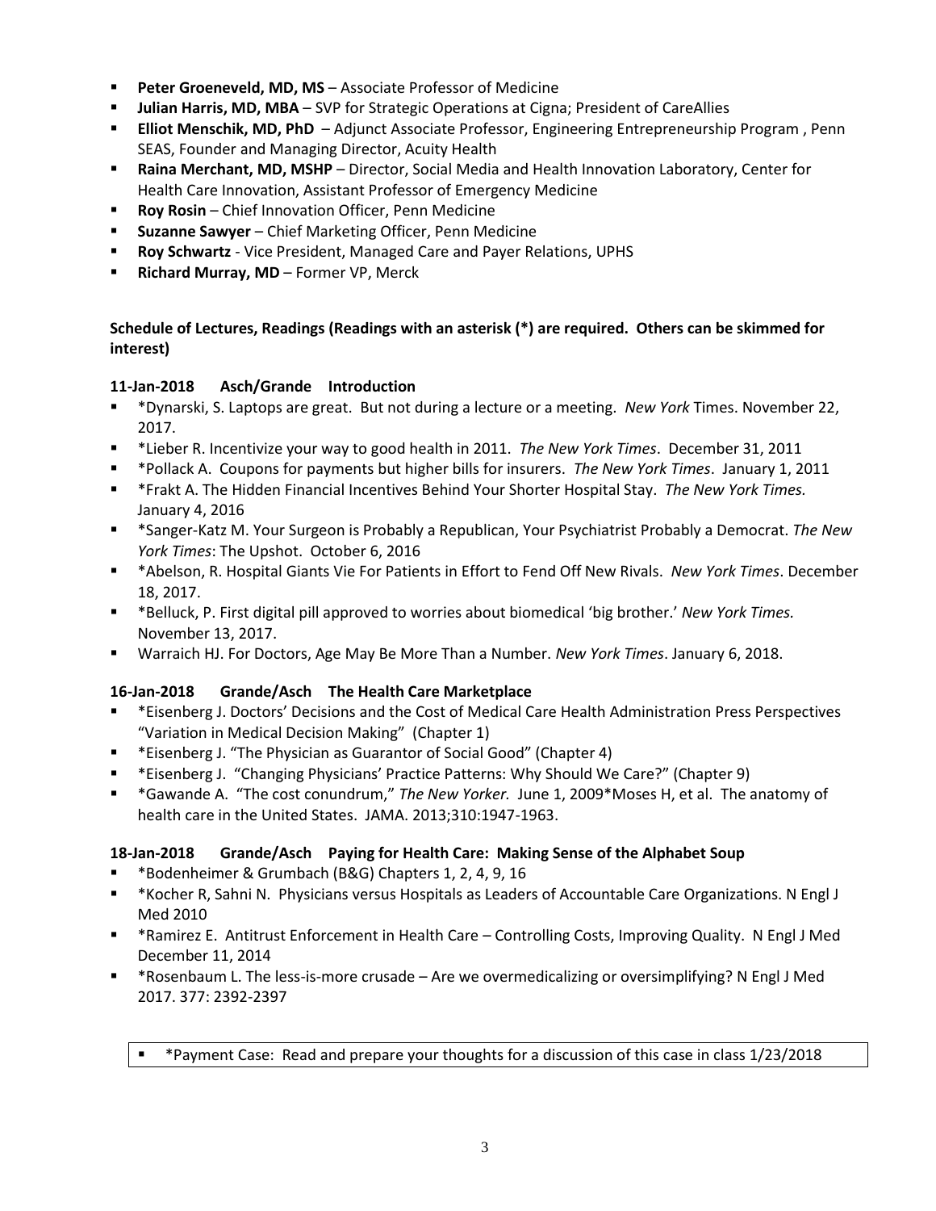- **Peter Groeneveld, MD, MS** – Associate Professor of Medicine
- **Julian Harris, MD, MBA** – SVP for Strategic Operations at Cigna; President of CareAllies
- **Elliot Menschik, MD, PhD** – Adjunct Associate Professor, Engineering Entrepreneurship Program , Penn SEAS, Founder and Managing Director, Acuity Health
- **Raina Merchant, MD, MSHP** – Director, Social Media and Health Innovation Laboratory, Center for Health Care Innovation, Assistant Professor of Emergency Medicine
- **Roy Rosin** – Chief Innovation Officer, Penn Medicine
- **Suzanne Sawyer** – Chief Marketing Officer, Penn Medicine
- **Roy Schwartz** - Vice President, Managed Care and Payer Relations, UPHS
- **Richard Murray, MD** – Former VP, Merck

**Schedule of Lectures, Readings (Readings with an asterisk (*) are required. Others can be skimmed for interest)**

**11-Jan-2018 Asch/Grande Introduction**

- *Dynarski, S. Laptops are great. But not during a lecture or a meeting. *New York* Times. November 22, 2017.
- *Lieber R. Incentivize your way to good health in 2011. *The New York Times*. December 31, 2011
- *Pollack A. Coupons for payments but higher bills for insurers. *The New York Times*. January 1, 2011
- *Frakt A. The Hidden Financial Incentives Behind Your Shorter Hospital Stay. *The New York Times.* January 4, 2016
- *Sanger-Katz M. Your Surgeon is Probably a Republican, Your Psychiatrist Probably a Democrat. *The New York Times*: The Upshot. October 6, 2016
- *Abelson, R. Hospital Giants Vie For Patients in Effort to Fend Off New Rivals. *New York Times*. December 18, 2017.
- *Belluck, P. First digital pill approved to worries about biomedical 'big brother.' *New York Times.* November 13, 2017.
- Warraich HJ. For Doctors, Age May Be More Than a Number. *New York Times*. January 6, 2018.

**16-Jan-2018 Grande/Asch The Health Care Marketplace**

- *Eisenberg J. Doctors' Decisions and the Cost of Medical Care Health Administration Press Perspectives "Variation in Medical Decision Making" (Chapter 1)
- *Eisenberg J. "The Physician as Guarantor of Social Good" (Chapter 4)
- *Eisenberg J. "Changing Physicians' Practice Patterns: Why Should We Care?" (Chapter 9)
- *Gawande A. "The cost conundrum," *The New Yorker.* June 1, 2009*Moses H, et al. The anatomy of health care in the United States. JAMA. 2013;310:1947-1963.

**18-Jan-2018 Grande/Asch Paying for Health Care: Making Sense of the Alphabet Soup**

- *Bodenheimer & Grumbach (B&G) Chapters 1, 2, 4, 9, 16
- *Kocher R, Sahni N. Physicians versus Hospitals as Leaders of Accountable Care Organizations. N Engl J Med 2010
- *Ramirez E. Antitrust Enforcement in Health Care – Controlling Costs, Improving Quality. N Engl J Med December 11, 2014
- *Rosenbaum L. The less-is-more crusade – Are we overmedicalizing or oversimplifying? N Engl J Med 2017. 377: 2392-2397

- *Payment Case: Read and prepare your thoughts for a discussion of this case in class 1/23/2018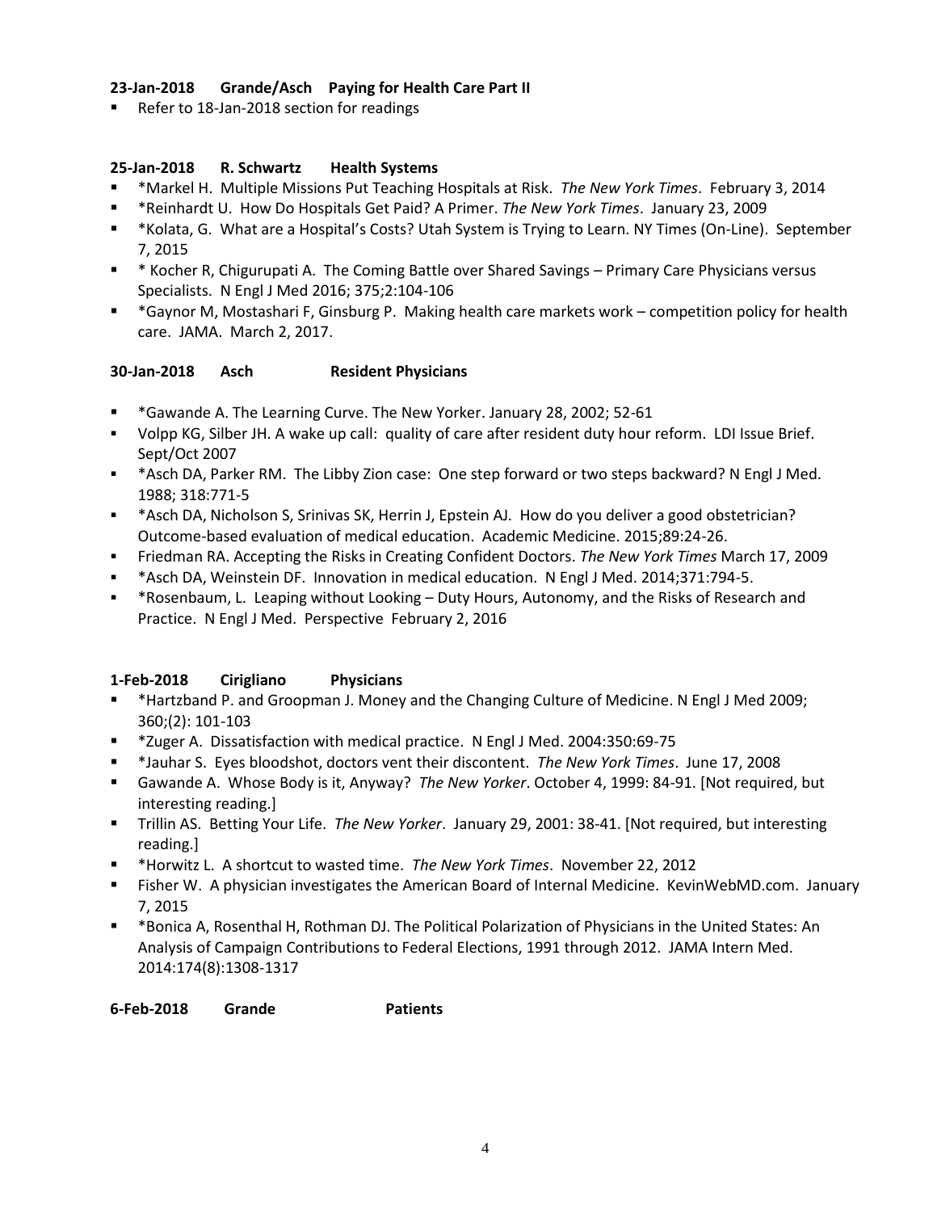**23-Jan-2018 Grande/Asch Paying for Health Care Part II**

- Refer to 18-Jan-2018 section for readings

**25-Jan-2018 R. Schwartz Health Systems**

- *Markel H. Multiple Missions Put Teaching Hospitals at Risk. *The New York Times*. February 3, 2014
- *Reinhardt U. How Do Hospitals Get Paid? A Primer. *The New York Times*. January 23, 2009
- *Kolata, G. What are a Hospital's Costs? Utah System is Trying to Learn. NY Times (On-Line). September 7, 2015
- * Kocher R, Chigurupati A. The Coming Battle over Shared Savings – Primary Care Physicians versus Specialists. N Engl J Med 2016; 375;2:104-106
- *Gaynor M, Mostashari F, Ginsburg P. Making health care markets work – competition policy for health care. JAMA. March 2, 2017.

**30-Jan-2018 Asch Resident Physicians**

- *Gawande A. The Learning Curve. The New Yorker. January 28, 2002; 52-61
- Volpp KG, Silber JH. A wake up call: quality of care after resident duty hour reform. LDI Issue Brief. Sept/Oct 2007
- *Asch DA, Parker RM. The Libby Zion case: One step forward or two steps backward? N Engl J Med. 1988; 318:771-5
- *Asch DA, Nicholson S, Srinivas SK, Herrin J, Epstein AJ. How do you deliver a good obstetrician? Outcome-based evaluation of medical education. Academic Medicine. 2015;89:24-26.
- Friedman RA. Accepting the Risks in Creating Confident Doctors. *The New York Times* March 17, 2009
- *Asch DA, Weinstein DF. Innovation in medical education. N Engl J Med. 2014;371:794-5.
- *Rosenbaum, L. Leaping without Looking – Duty Hours, Autonomy, and the Risks of Research and Practice. N Engl J Med. Perspective February 2, 2016

**1-Feb-2018 Cirigliano Physicians**

- *Hartzband P. and Groopman J. Money and the Changing Culture of Medicine. N Engl J Med 2009; 360;(2): 101-103
- *Zuger A. Dissatisfaction with medical practice. N Engl J Med. 2004:350:69-75
- *Jauhar S. Eyes bloodshot, doctors vent their discontent. *The New York Times*. June 17, 2008
- Gawande A. Whose Body is it, Anyway? *The New Yorker*. October 4, 1999: 84-91. [Not required, but interesting reading.]
- Trillin AS. Betting Your Life. *The New Yorker*. January 29, 2001: 38-41. [Not required, but interesting reading.]
- *Horwitz L. A shortcut to wasted time. *The New York Times*. November 22, 2012
- Fisher W. A physician investigates the American Board of Internal Medicine. KevinWebMD.com. January 7, 2015
- *Bonica A, Rosenthal H, Rothman DJ. The Political Polarization of Physicians in the United States: An Analysis of Campaign Contributions to Federal Elections, 1991 through 2012. JAMA Intern Med. 2014:174(8):1308-1317

**6-Feb-2018 Grande Patients**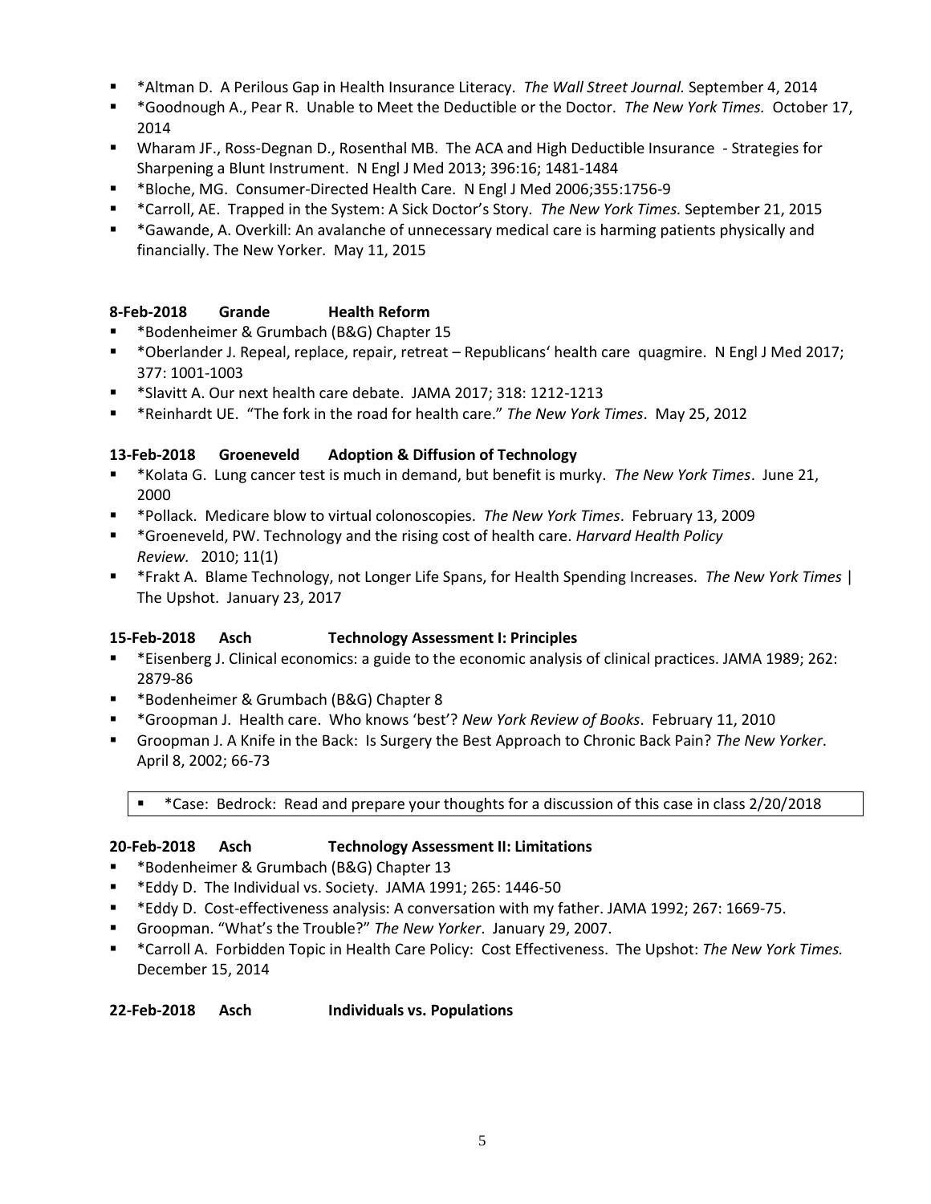- *Altman D. A Perilous Gap in Health Insurance Literacy. *The Wall Street Journal.* September 4, 2014
- *Goodnough A., Pear R. Unable to Meet the Deductible or the Doctor. *The New York Times.* October 17, 2014
- Wharam JF., Ross-Degnan D., Rosenthal MB. The ACA and High Deductible Insurance - Strategies for Sharpening a Blunt Instrument. N Engl J Med 2013; 396:16; 1481-1484
- *Bloche, MG. Consumer-Directed Health Care. N Engl J Med 2006;355:1756-9
- *Carroll, AE. Trapped in the System: A Sick Doctor's Story. *The New York Times.* September 21, 2015
- *Gawande, A. Overkill: An avalanche of unnecessary medical care is harming patients physically and financially. The New Yorker. May 11, 2015

**8-Feb-2018 Grande Health Reform**

- *Bodenheimer & Grumbach (B&G) Chapter 15
- *Oberlander J. Repeal, replace, repair, retreat – Republicans' health care quagmire. N Engl J Med 2017; 377: 1001-1003
- *Slavitt A. Our next health care debate. JAMA 2017; 318: 1212-1213
- *Reinhardt UE. "The fork in the road for health care." *The New York Times*. May 25, 2012

**13-Feb-2018 Groeneveld Adoption & Diffusion of Technology**

- *Kolata G. Lung cancer test is much in demand, but benefit is murky. *The New York Times*. June 21, 2000
- *Pollack. Medicare blow to virtual colonoscopies. *The New York Times*. February 13, 2009
- *Groeneveld, PW. Technology and the rising cost of health care. *Harvard Health Policy Review.* 2010; 11(1)
- *Frakt A. Blame Technology, not Longer Life Spans, for Health Spending Increases. *The New York Times* | The Upshot. January 23, 2017

**15-Feb-2018 Asch Technology Assessment I: Principles**

- *Eisenberg J. Clinical economics: a guide to the economic analysis of clinical practices. JAMA 1989; 262: 2879-86
- *Bodenheimer & Grumbach (B&G) Chapter 8
- *Groopman J. Health care. Who knows 'best'? *New York Review of Books*. February 11, 2010
- Groopman J. A Knife in the Back: Is Surgery the Best Approach to Chronic Back Pain? *The New Yorker*. April 8, 2002; 66-73

- *Case: Bedrock: Read and prepare your thoughts for a discussion of this case in class 2/20/2018

**20-Feb-2018 Asch Technology Assessment II: Limitations**

- *Bodenheimer & Grumbach (B&G) Chapter 13
- *Eddy D. The Individual vs. Society. JAMA 1991; 265: 1446-50
- *Eddy D. Cost-effectiveness analysis: A conversation with my father. JAMA 1992; 267: 1669-75.
- Groopman. "What's the Trouble?" *The New Yorker*. January 29, 2007.
- *Carroll A. Forbidden Topic in Health Care Policy: Cost Effectiveness. The Upshot: *The New York Times.* December 15, 2014

**22-Feb-2018 Asch Individuals vs. Populations**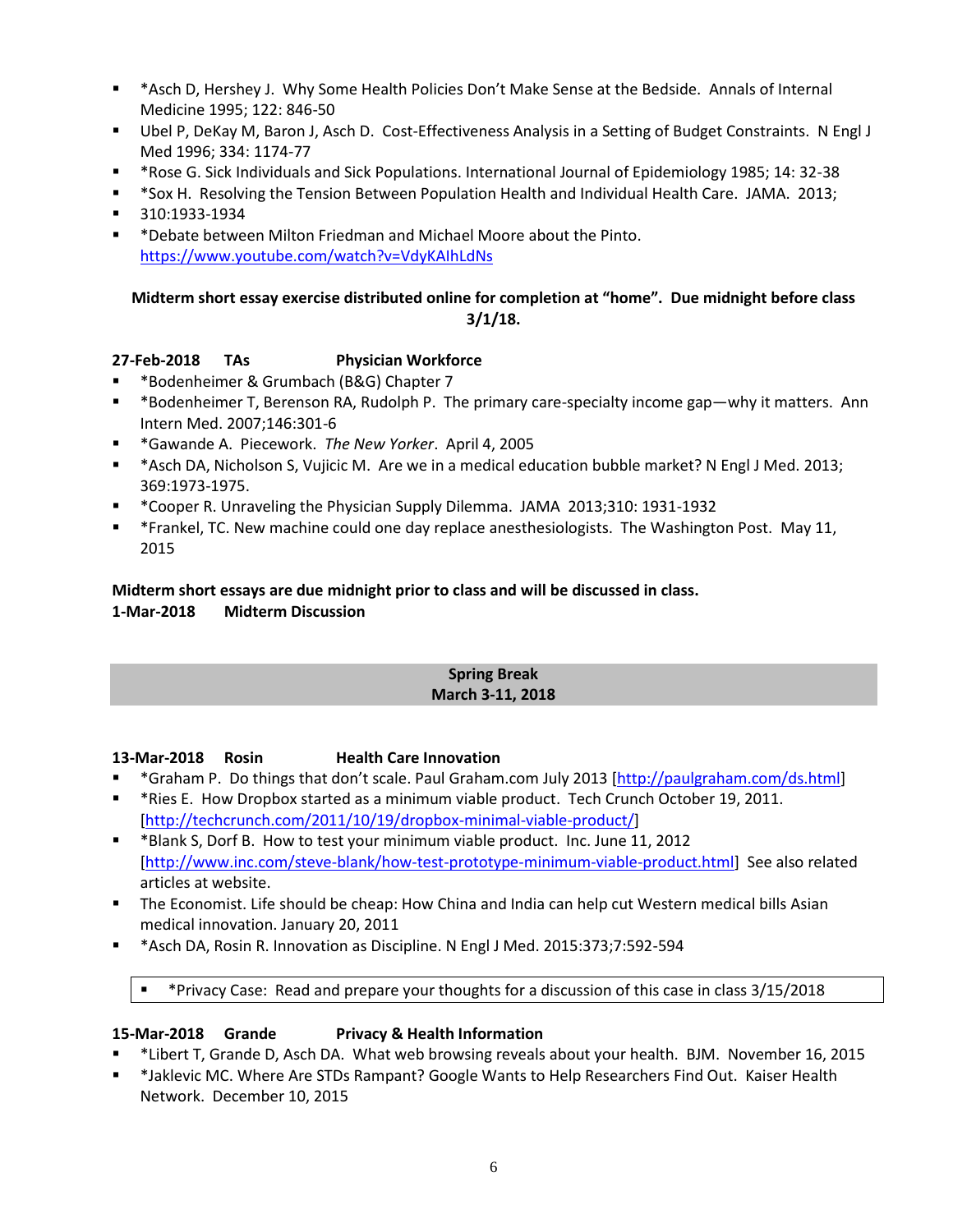- *Asch D, Hershey J. Why Some Health Policies Don't Make Sense at the Bedside. Annals of Internal Medicine 1995; 122: 846-50
- Ubel P, DeKay M, Baron J, Asch D. Cost-Effectiveness Analysis in a Setting of Budget Constraints. N Engl J Med 1996; 334: 1174-77
- *Rose G. Sick Individuals and Sick Populations. International Journal of Epidemiology 1985; 14: 32-38
- *Sox H. Resolving the Tension Between Population Health and Individual Health Care. JAMA. 2013;
- 310:1933-1934
- *Debate between Milton Friedman and Michael Moore about the Pinto. https://www.youtube.com/watch?v=VdyKAIhLdNs

**Midterm short essay exercise distributed online for completion at "home". Due midnight before class 3/1/18.**

**27-Feb-2018 TAs Physician Workforce**

- *Bodenheimer & Grumbach (B&G) Chapter 7
- *Bodenheimer T, Berenson RA, Rudolph P. The primary care-specialty income gap—why it matters. Ann Intern Med. 2007;146:301-6
- *Gawande A. Piecework. *The New Yorker*. April 4, 2005
- *Asch DA, Nicholson S, Vujicic M. Are we in a medical education bubble market? N Engl J Med. 2013; 369:1973-1975.
- *Cooper R. Unraveling the Physician Supply Dilemma. JAMA 2013;310: 1931-1932
- *Frankel, TC. New machine could one day replace anesthesiologists. The Washington Post. May 11, 2015

**Midterm short essays are due midnight prior to class and will be discussed in class.**
**1-Mar-2018 Midterm Discussion**

**Spring Break**
**March 3-11, 2018**

**13-Mar-2018 Rosin Health Care Innovation**

- *Graham P. Do things that don't scale. Paul Graham.com July 2013 [http://paulgraham.com/ds.html]
- *Ries E. How Dropbox started as a minimum viable product. Tech Crunch October 19, 2011. [http://techcrunch.com/2011/10/19/dropbox-minimal-viable-product/]
- *Blank S, Dorf B. How to test your minimum viable product. Inc. June 11, 2012 [http://www.inc.com/steve-blank/how-test-prototype-minimum-viable-product.html] See also related articles at website.
- The Economist. Life should be cheap: How China and India can help cut Western medical bills Asian medical innovation. January 20, 2011
- *Asch DA, Rosin R. Innovation as Discipline. N Engl J Med. 2015:373;7:592-594

- *Privacy Case: Read and prepare your thoughts for a discussion of this case in class 3/15/2018

**15-Mar-2018 Grande Privacy & Health Information**

- *Libert T, Grande D, Asch DA. What web browsing reveals about your health. BJM. November 16, 2015
- *Jaklevic MC. Where Are STDs Rampant? Google Wants to Help Researchers Find Out. Kaiser Health Network. December 10, 2015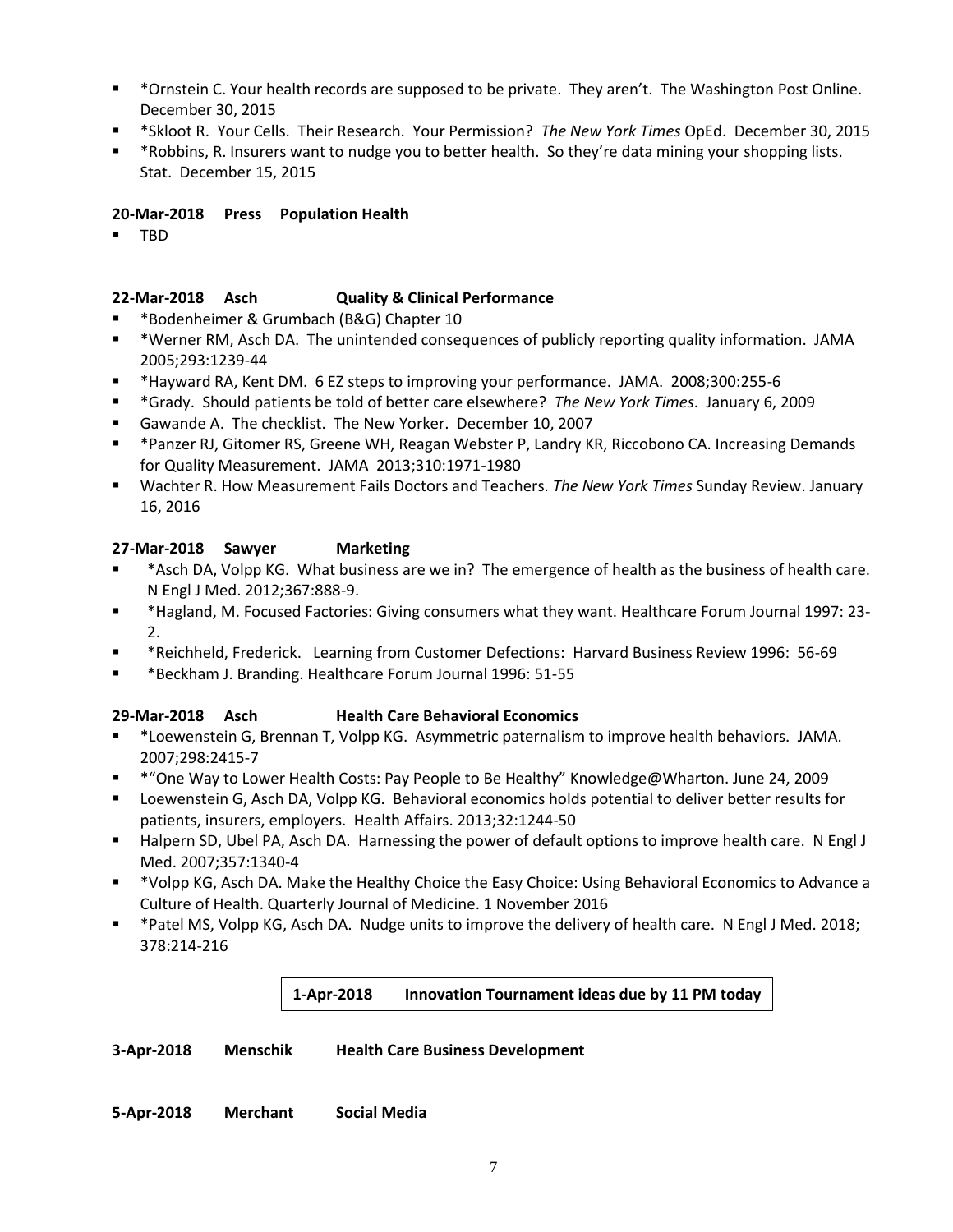- *Ornstein C. Your health records are supposed to be private. They aren't. The Washington Post Online. December 30, 2015
- *Skloot R. Your Cells. Their Research. Your Permission? *The New York Times* OpEd. December 30, 2015
- *Robbins, R. Insurers want to nudge you to better health. So they're data mining your shopping lists. Stat. December 15, 2015

**20-Mar-2018 Press Population Health**

- TBD

**22-Mar-2018 Asch Quality & Clinical Performance**

- *Bodenheimer & Grumbach (B&G) Chapter 10
- *Werner RM, Asch DA. The unintended consequences of publicly reporting quality information. JAMA 2005;293:1239-44
- *Hayward RA, Kent DM. 6 EZ steps to improving your performance. JAMA. 2008;300:255-6
- *Grady. Should patients be told of better care elsewhere? *The New York Times*. January 6, 2009
- Gawande A. The checklist. The New Yorker. December 10, 2007
- *Panzer RJ, Gitomer RS, Greene WH, Reagan Webster P, Landry KR, Riccobono CA. Increasing Demands for Quality Measurement. JAMA 2013;310:1971-1980
- Wachter R. How Measurement Fails Doctors and Teachers. *The New York Times* Sunday Review. January 16, 2016

**27-Mar-2018 Sawyer Marketing**

- *Asch DA, Volpp KG. What business are we in? The emergence of health as the business of health care. N Engl J Med. 2012;367:888-9.
- *Hagland, M. Focused Factories: Giving consumers what they want. Healthcare Forum Journal 1997: 23-2.
- *Reichheld, Frederick. Learning from Customer Defections: Harvard Business Review 1996: 56-69
- *Beckham J. Branding. Healthcare Forum Journal 1996: 51-55

**29-Mar-2018 Asch Health Care Behavioral Economics**

- *Loewenstein G, Brennan T, Volpp KG. Asymmetric paternalism to improve health behaviors. JAMA. 2007;298:2415-7
- *"One Way to Lower Health Costs: Pay People to Be Healthy" Knowledge@Wharton. June 24, 2009
- Loewenstein G, Asch DA, Volpp KG. Behavioral economics holds potential to deliver better results for patients, insurers, employers. Health Affairs. 2013;32:1244-50
- Halpern SD, Ubel PA, Asch DA. Harnessing the power of default options to improve health care. N Engl J Med. 2007;357:1340-4
- *Volpp KG, Asch DA. Make the Healthy Choice the Easy Choice: Using Behavioral Economics to Advance a Culture of Health. Quarterly Journal of Medicine. 1 November 2016
- *Patel MS, Volpp KG, Asch DA. Nudge units to improve the delivery of health care. N Engl J Med. 2018; 378:214-216

**1-Apr-2018 Innovation Tournament ideas due by 11 PM today**

**3-Apr-2018 Menschik Health Care Business Development**

**5-Apr-2018 Merchant Social Media**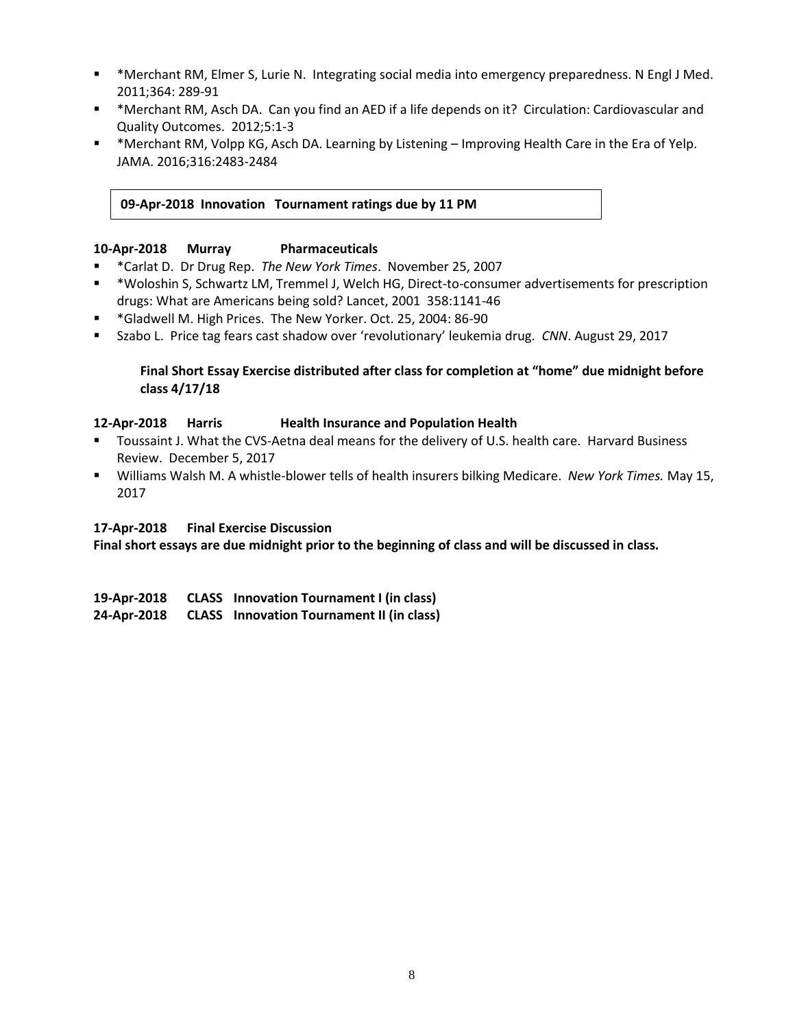- *Merchant RM, Elmer S, Lurie N. Integrating social media into emergency preparedness. N Engl J Med. 2011;364: 289-91
- *Merchant RM, Asch DA. Can you find an AED if a life depends on it? Circulation: Cardiovascular and Quality Outcomes. 2012;5:1-3
- *Merchant RM, Volpp KG, Asch DA. Learning by Listening – Improving Health Care in the Era of Yelp. JAMA. 2016;316:2483-2484

**09-Apr-2018 Innovation Tournament ratings due by 11 PM**

**10-Apr-2018 Murray Pharmaceuticals**

- *Carlat D. Dr Drug Rep. *The New York Times*. November 25, 2007
- *Woloshin S, Schwartz LM, Tremmel J, Welch HG, Direct-to-consumer advertisements for prescription drugs: What are Americans being sold? Lancet, 2001 358:1141-46
- *Gladwell M. High Prices. The New Yorker. Oct. 25, 2004: 86-90
- Szabo L. Price tag fears cast shadow over 'revolutionary' leukemia drug. *CNN*. August 29, 2017

**Final Short Essay Exercise distributed after class for completion at "home" due midnight before class 4/17/18**

**12-Apr-2018 Harris Health Insurance and Population Health**

- Toussaint J. What the CVS-Aetna deal means for the delivery of U.S. health care. Harvard Business Review. December 5, 2017
- Williams Walsh M. A whistle-blower tells of health insurers bilking Medicare. *New York Times.* May 15, 2017

**17-Apr-2018 Final Exercise Discussion**

**Final short essays are due midnight prior to the beginning of class and will be discussed in class.**

**19-Apr-2018 CLASS Innovation Tournament I (in class)**

**24-Apr-2018 CLASS Innovation Tournament II (in class)**